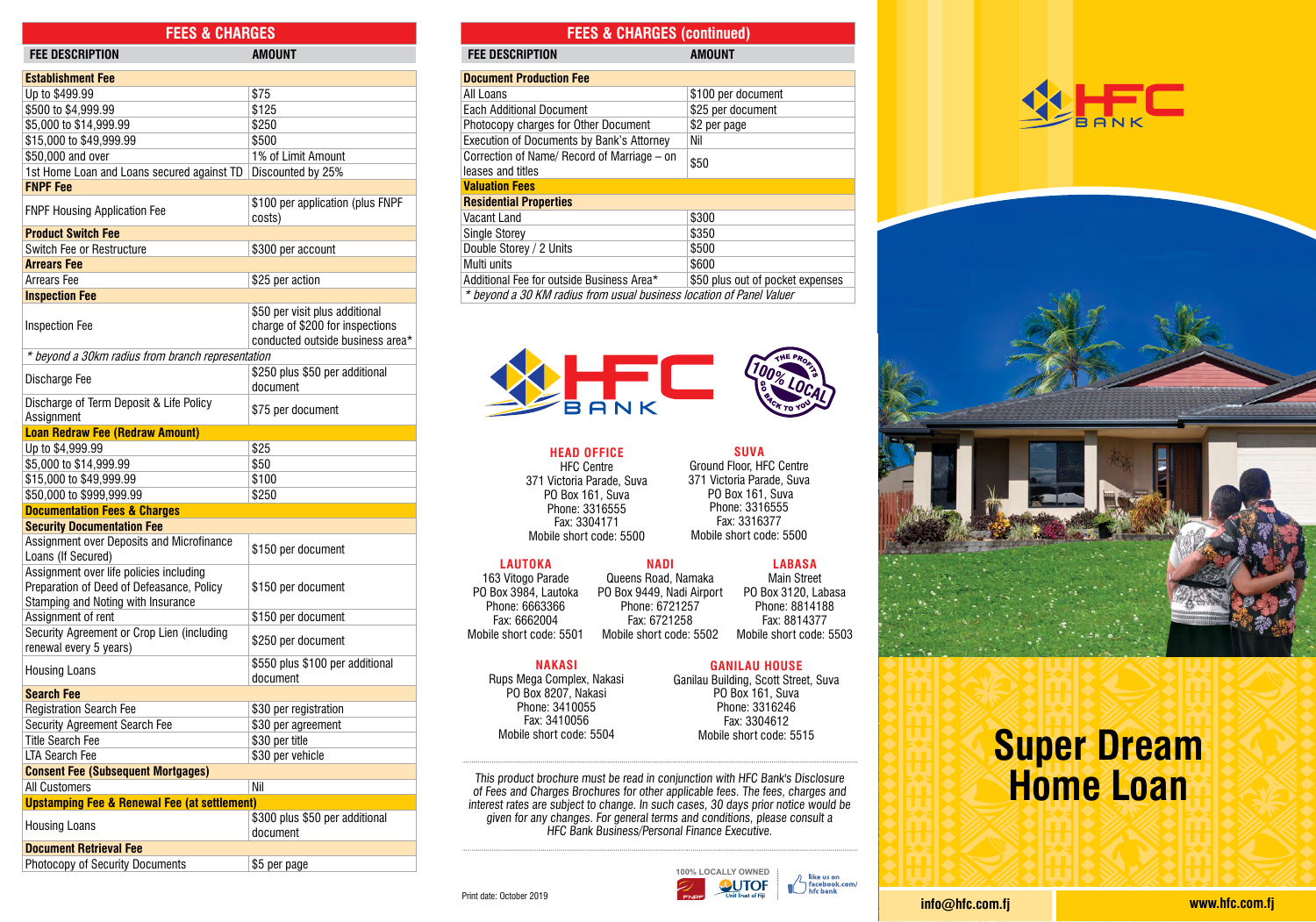## FEES & CHARGES

| FEE DESCRIPTION | AMOUNT |
|---|---|
| **Establishment Fee** | |
| Up to $499.99 | $75 |
| $500 to $4,999.99 | $125 |
| $5,000 to $14,999.99 | $250 |
| $15,000 to $49,999.99 | $500 |
| $50,000 and over | 1% of Limit Amount |
| 1st Home Loan and Loans secured against TD | Discounted by 25% |
| **FNPF Fee** | |
| FNPF Housing Application Fee | $100 per application (plus FNPF costs) |
| **Product Switch Fee** | |
| Switch Fee or Restructure | $300 per account |
| **Arrears Fee** | |
| Arrears Fee | $25 per action |
| **Inspection Fee** | |
| Inspection Fee | $50 per visit plus additional charge of $200 for inspections conducted outside business area* |
| *\* beyond a 30km radius from branch representation* | |
| Discharge Fee | $250 plus $50 per additional document |
| Discharge of Term Deposit & Life Policy Assignment | $75 per document |
| **Loan Redraw Fee (Redraw Amount)** | |
| Up to $4,999.99 | $25 |
| $5,000 to $14,999.99 | $50 |
| $15,000 to $49,999.99 | $100 |
| $50,000 to $999,999.99 | $250 |
| **Documentation Fees & Charges** | |
| **Security Documentation Fee** | |
| Assignment over Deposits and Microfinance Loans (If Secured) | $150 per document |
| Assignment over life policies including Preparation of Deed of Defeasance, Policy Stamping and Noting with Insurance | $150 per document |
| Assignment of rent | $150 per document |
| Security Agreement or Crop Lien (including renewal every 5 years) | $250 per document |
| Housing Loans | $550 plus $100 per additional document |
| **Search Fee** | |
| Registration Search Fee | $30 per registration |
| Security Agreement Search Fee | $30 per agreement |
| Title Search Fee | $30 per title |
| LTA Search Fee | $30 per vehicle |
| **Consent Fee (Subsequent Mortgages)** | |
| All Customers | Nil |
| **Upstamping Fee & Renewal Fee (at settlement)** | |
| Housing Loans | $300 plus $50 per additional document |
| **Document Retrieval Fee** | |
| Photocopy of Security Documents | $5 per page |

## FEES & CHARGES (continued)

| FEE DESCRIPTION | AMOUNT |
|---|---|
| **Document Production Fee** | |
| All Loans | $100 per document |
| Each Additional Document | $25 per document |
| Photocopy charges for Other Document | $2 per page |
| Execution of Documents by Bank's Attorney | Nil |
| Correction of Name/ Record of Marriage – on leases and titles | $50 |
| **Valuation Fees** | |
| **Residential Properties** | |
| Vacant Land | $300 |
| Single Storey | $350 |
| Double Storey / 2 Units | $500 |
| Multi units | $600 |
| Additional Fee for outside Business Area* | $50 plus out of pocket expenses |
| *\* beyond a 30 KM radius from usual business location of Panel Valuer* | |

HFC BANK

THE PROFITS 100% LOCAL GO BACK TO YOU

**HEAD OFFICE**
HFC Centre
371 Victoria Parade, Suva
PO Box 161, Suva
Phone: 3316555
Fax: 3304171
Mobile short code: 5500

**SUVA**
Ground Floor, HFC Centre
371 Victoria Parade, Suva
PO Box 161, Suva
Phone: 3316555
Fax: 3316377
Mobile short code: 5500

**LAUTOKA**
163 Vitogo Parade
PO Box 3984, Lautoka
Phone: 6663366
Fax: 6662004
Mobile short code: 5501

**NADI**
Queens Road, Namaka
PO Box 9449, Nadi Airport
Phone: 6721257
Fax: 6721258
Mobile short code: 5502

**LABASA**
Main Street
PO Box 3120, Labasa
Phone: 8814188
Fax: 8814377
Mobile short code: 5503

**NAKASI**
Rups Mega Complex, Nakasi
PO Box 8207, Nakasi
Phone: 3410055
Fax: 3410056
Mobile short code: 5504

**GANILAU HOUSE**
Ganilau Building, Scott Street, Suva
PO Box 161, Suva
Phone: 3316246
Fax: 3304612
Mobile short code: 5515

*This product brochure must be read in conjunction with HFC Bank's Disclosure of Fees and Charges Brochures for other applicable fees. The fees, charges and interest rates are subject to change. In such cases, 30 days prior notice would be given for any changes. For general terms and conditions, please consult a HFC Bank Business/Personal Finance Executive.*

100% LOCALLY OWNED FNPF UTOF Unit Trust of Fiji

like us on facebook.com/hfc bank

Print date: October 2019

HFC BANK

# Super Dream Home Loan

info@hfc.com.fj

www.hfc.com.fj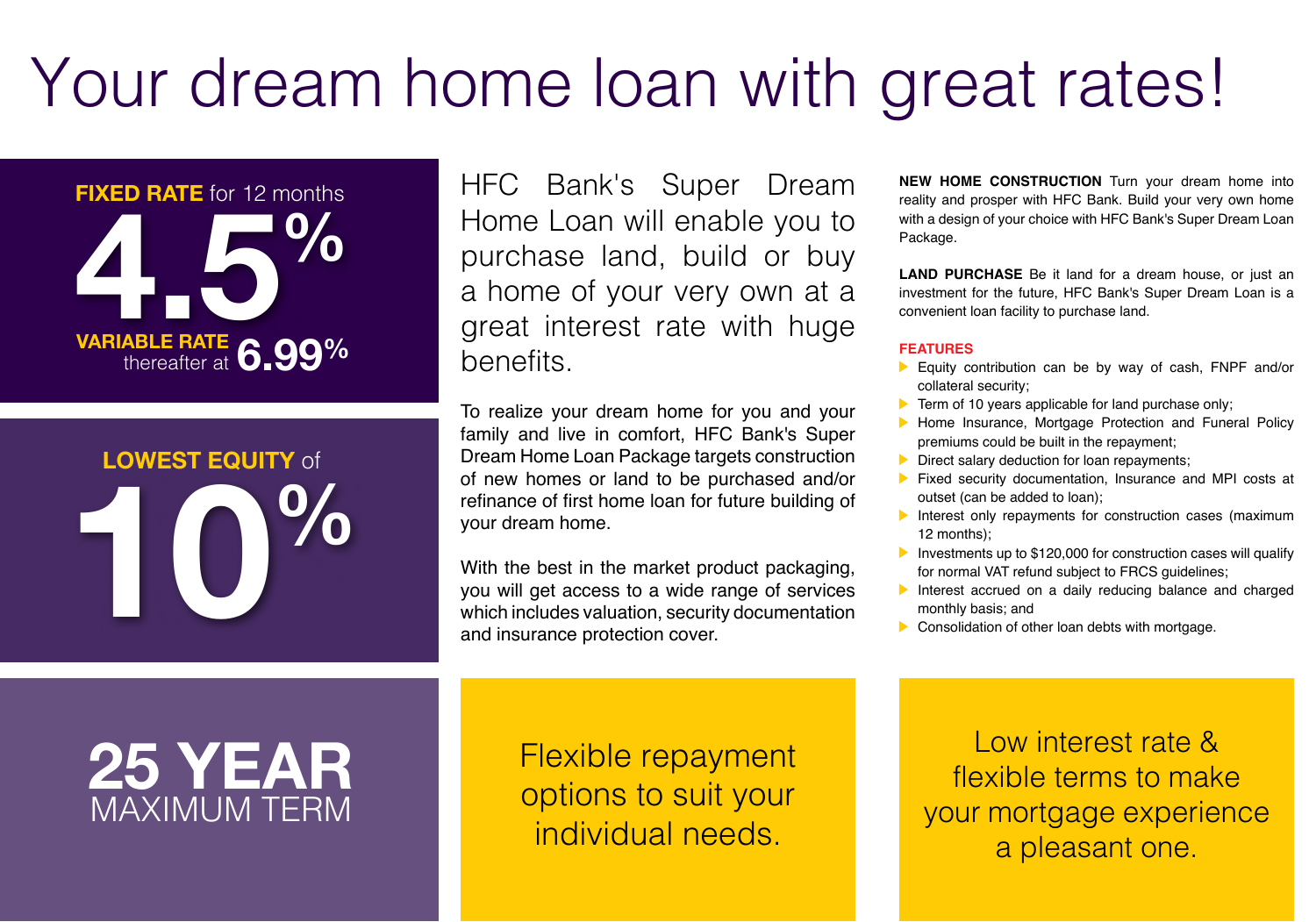# Your dream home loan with great rates!

**FIXED RATE** for 12 months

**4.5%**

**VARIABLE RATE** thereafter at **6.99%**

**LOWEST EQUITY** of

**10%**

HFC Bank's Super Dream Home Loan will enable you to purchase land, build or buy a home of your very own at a great interest rate with huge benefits.

To realize your dream home for you and your family and live in comfort, HFC Bank's Super Dream Home Loan Package targets construction of new homes or land to be purchased and/or refinance of first home loan for future building of your dream home.

With the best in the market product packaging, you will get access to a wide range of services which includes valuation, security documentation and insurance protection cover.

**NEW HOME CONSTRUCTION** Turn your dream home into reality and prosper with HFC Bank. Build your very own home with a design of your choice with HFC Bank's Super Dream Loan Package.

**LAND PURCHASE** Be it land for a dream house, or just an investment for the future, HFC Bank's Super Dream Loan is a convenient loan facility to purchase land.

**FEATURES**

- Equity contribution can be by way of cash, FNPF and/or collateral security;
- Term of 10 years applicable for land purchase only;
- Home Insurance, Mortgage Protection and Funeral Policy premiums could be built in the repayment;
- Direct salary deduction for loan repayments;
- Fixed security documentation, Insurance and MPI costs at outset (can be added to loan);
- Interest only repayments for construction cases (maximum 12 months);
- Investments up to $120,000 for construction cases will qualify for normal VAT refund subject to FRCS guidelines;
- Interest accrued on a daily reducing balance and charged monthly basis; and
- Consolidation of other loan debts with mortgage.

**25 YEAR**
MAXIMUM TERM

Flexible repayment options to suit your individual needs.

Low interest rate & flexible terms to make your mortgage experience a pleasant one.